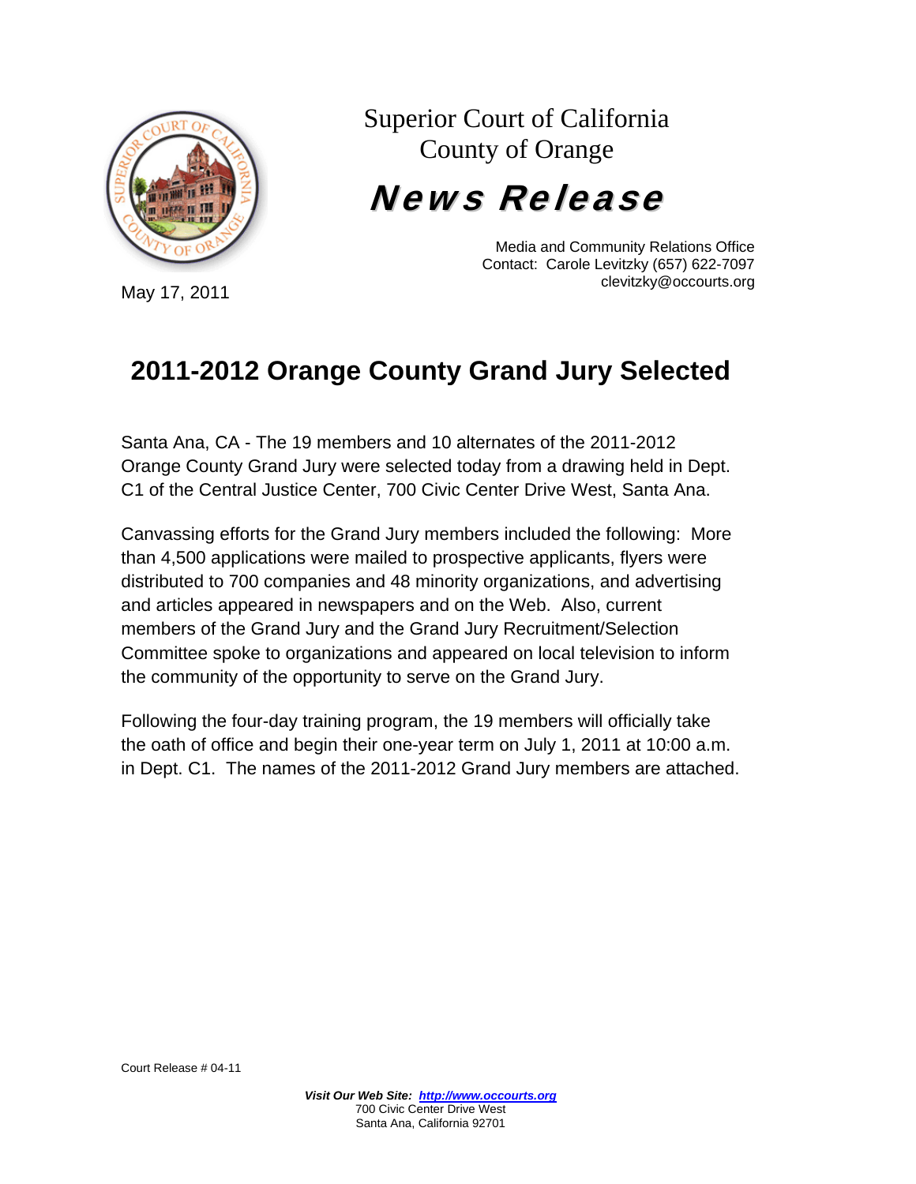Superior Court of California
County of Orange

# *News Release*

Media and Community Relations Office
Contact: Carole Levitzky (657) 622-7097
clevitzky@occourts.org

May 17, 2011

## 2011-2012 Orange County Grand Jury Selected

Santa Ana, CA - The 19 members and 10 alternates of the 2011-2012 Orange County Grand Jury were selected today from a drawing held in Dept. C1 of the Central Justice Center, 700 Civic Center Drive West, Santa Ana.

Canvassing efforts for the Grand Jury members included the following: More than 4,500 applications were mailed to prospective applicants, flyers were distributed to 700 companies and 48 minority organizations, and advertising and articles appeared in newspapers and on the Web. Also, current members of the Grand Jury and the Grand Jury Recruitment/Selection Committee spoke to organizations and appeared on local television to inform the community of the opportunity to serve on the Grand Jury.

Following the four-day training program, the 19 members will officially take the oath of office and begin their one-year term on July 1, 2011 at 10:00 a.m. in Dept. C1. The names of the 2011-2012 Grand Jury members are attached.

Court Release # 04-11

***Visit Our Web Site: [http://www.occourts.org](http://www.occourts.org)***
700 Civic Center Drive West
Santa Ana, California 92701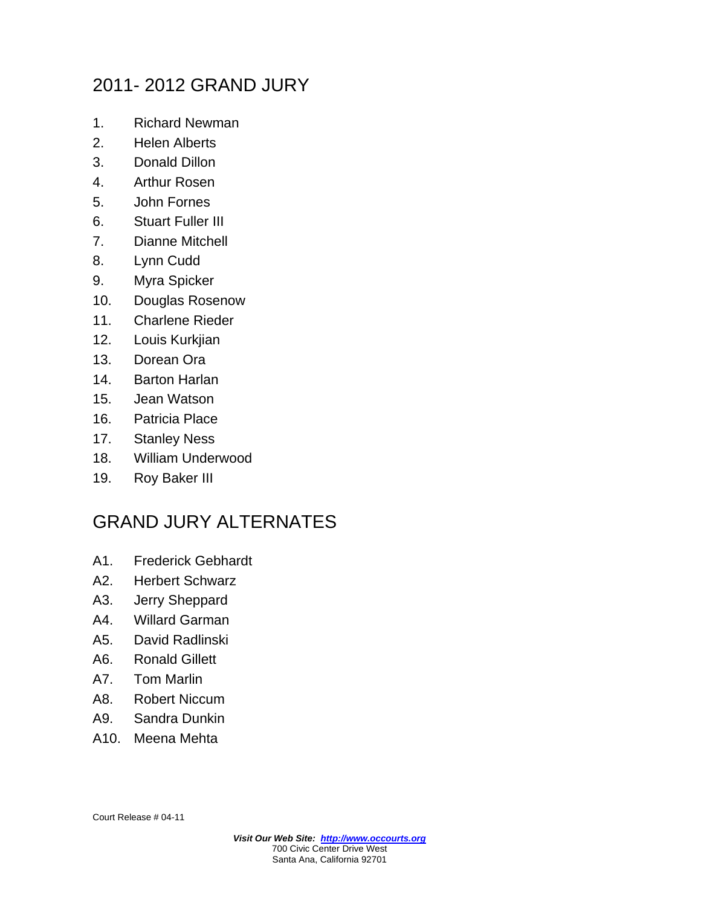## 2011- 2012 GRAND JURY

1. Richard Newman
2. Helen Alberts
3. Donald Dillon
4. Arthur Rosen
5. John Fornes
6. Stuart Fuller III
7. Dianne Mitchell
8. Lynn Cudd
9. Myra Spicker
10. Douglas Rosenow
11. Charlene Rieder
12. Louis Kurkjian
13. Dorean Ora
14. Barton Harlan
15. Jean Watson
16. Patricia Place
17. Stanley Ness
18. William Underwood
19. Roy Baker III

## GRAND JURY ALTERNATES

A1. Frederick Gebhardt
A2. Herbert Schwarz
A3. Jerry Sheppard
A4. Willard Garman
A5. David Radlinski
A6. Ronald Gillett
A7. Tom Marlin
A8. Robert Niccum
A9. Sandra Dunkin
A10. Meena Mehta

Court Release # 04-11

***Visit Our Web Site: http://www.occourts.org***
700 Civic Center Drive West
Santa Ana, California 92701